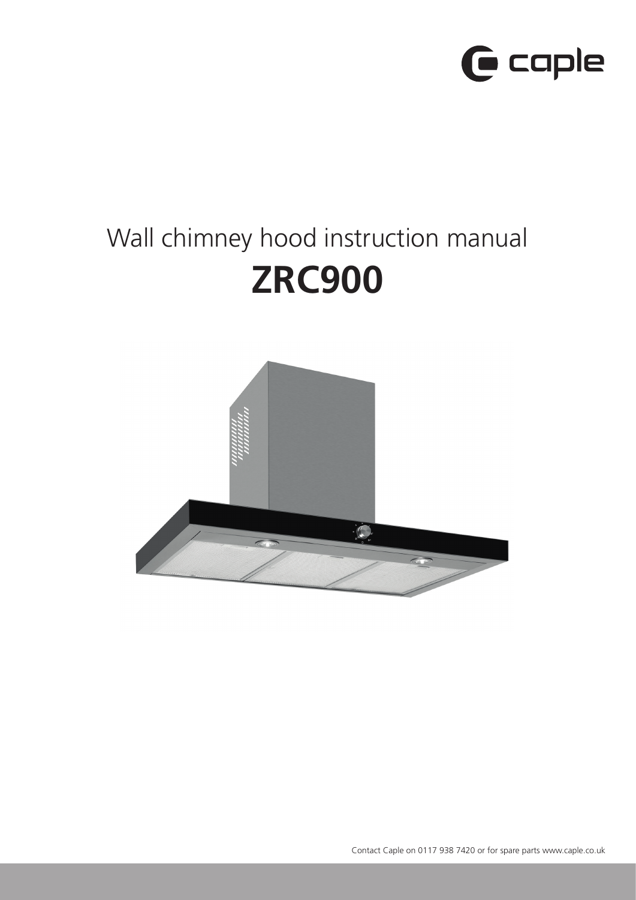caple

Wall chimney hood instruction manual

# ZRC900

Contact Caple on 0117 938 7420 or for spare parts www.caple.co.uk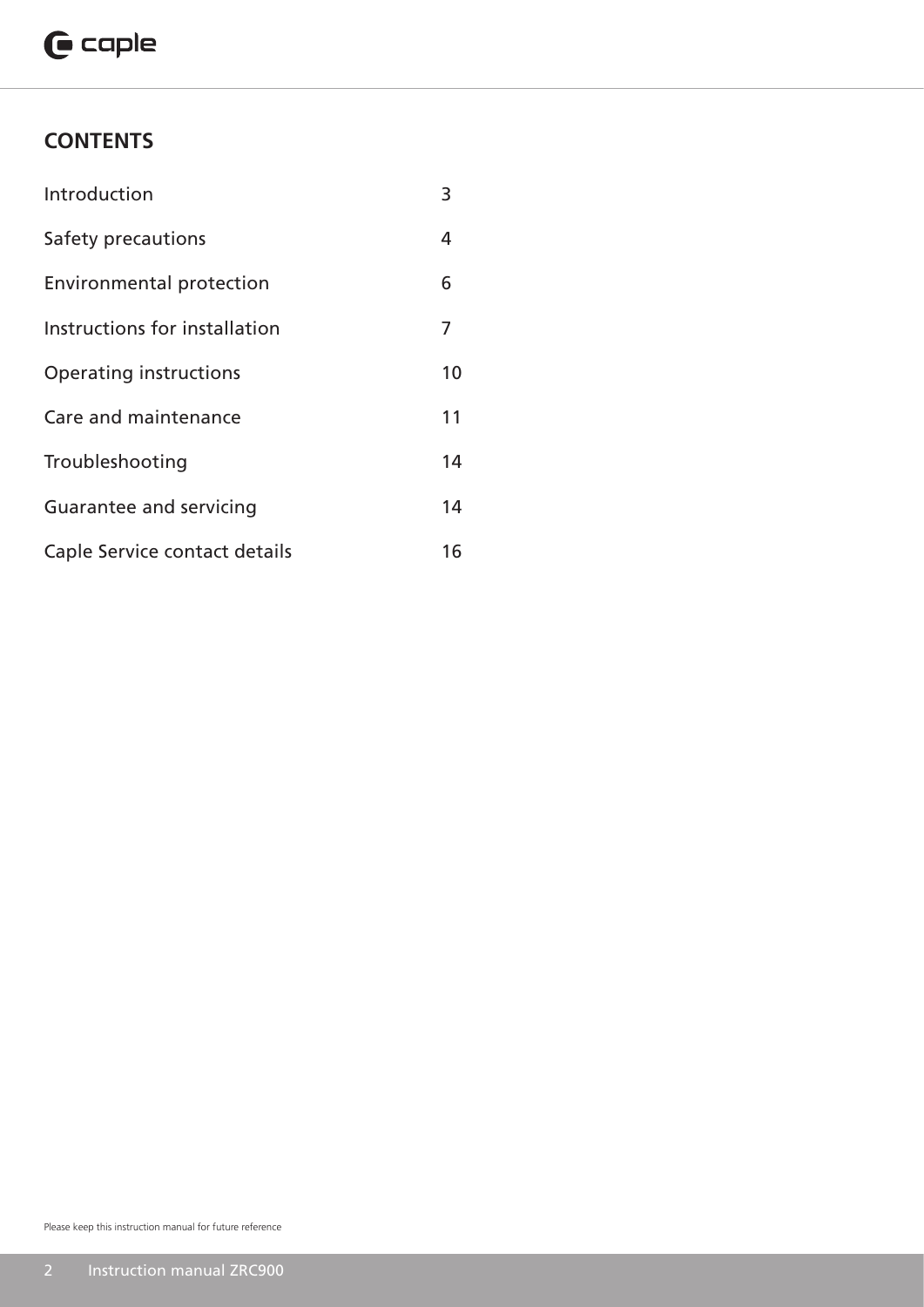## CONTENTS

| | |
|---|---|
| Introduction | 3 |
| Safety precautions | 4 |
| Environmental protection | 6 |
| Instructions for installation | 7 |
| Operating instructions | 10 |
| Care and maintenance | 11 |
| Troubleshooting | 14 |
| Guarantee and servicing | 14 |
| Caple Service contact details | 16 |

Please keep this instruction manual for future reference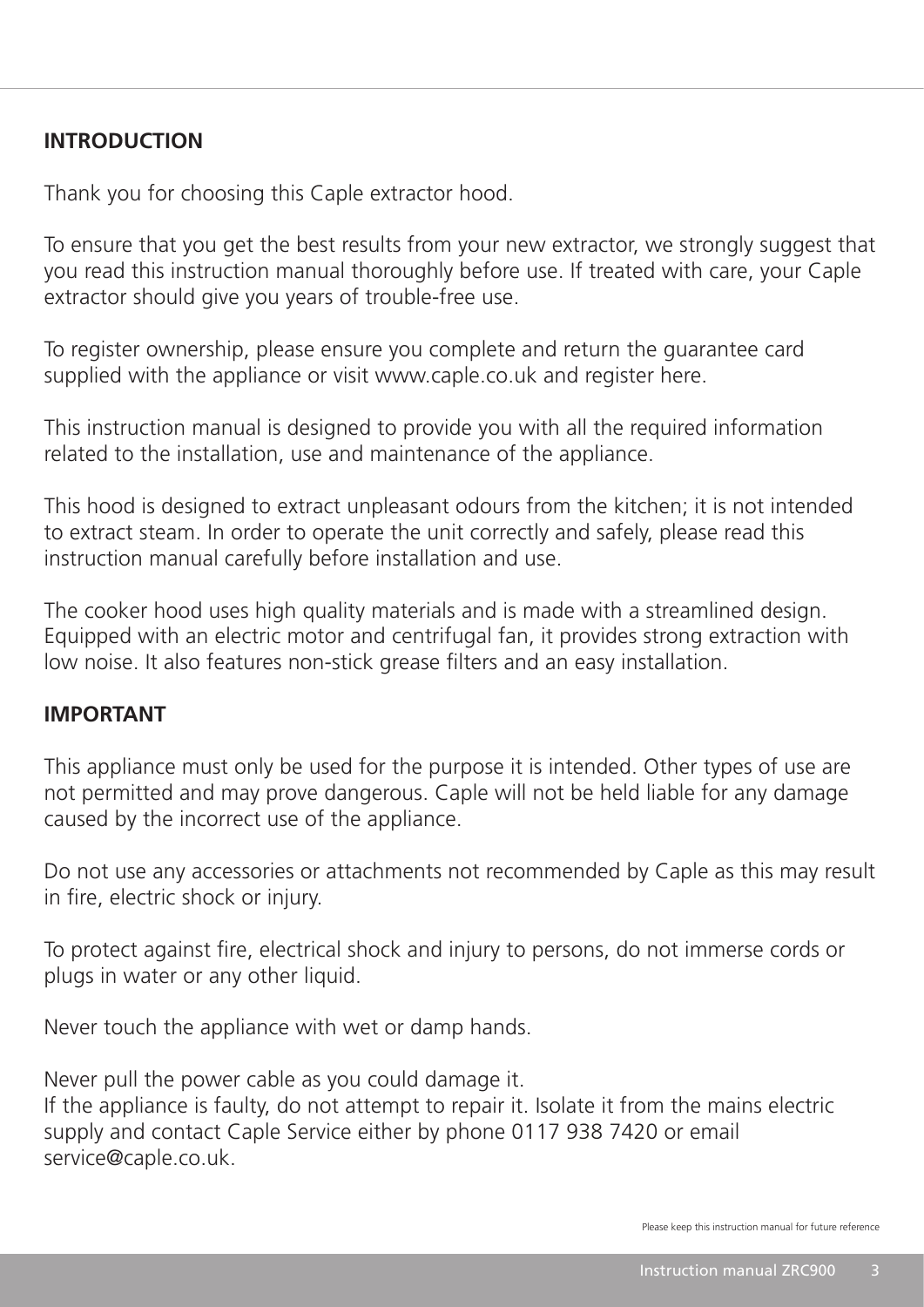## INTRODUCTION

Thank you for choosing this Caple extractor hood.

To ensure that you get the best results from your new extractor, we strongly suggest that you read this instruction manual thoroughly before use. If treated with care, your Caple extractor should give you years of trouble-free use.

To register ownership, please ensure you complete and return the guarantee card supplied with the appliance or visit www.caple.co.uk and register here.

This instruction manual is designed to provide you with all the required information related to the installation, use and maintenance of the appliance.

This hood is designed to extract unpleasant odours from the kitchen; it is not intended to extract steam. In order to operate the unit correctly and safely, please read this instruction manual carefully before installation and use.

The cooker hood uses high quality materials and is made with a streamlined design. Equipped with an electric motor and centrifugal fan, it provides strong extraction with low noise. It also features non-stick grease filters and an easy installation.

## IMPORTANT

This appliance must only be used for the purpose it is intended. Other types of use are not permitted and may prove dangerous. Caple will not be held liable for any damage caused by the incorrect use of the appliance.

Do not use any accessories or attachments not recommended by Caple as this may result in fire, electric shock or injury.

To protect against fire, electrical shock and injury to persons, do not immerse cords or plugs in water or any other liquid.

Never touch the appliance with wet or damp hands.

Never pull the power cable as you could damage it.
If the appliance is faulty, do not attempt to repair it. Isolate it from the mains electric supply and contact Caple Service either by phone 0117 938 7420 or email service@caple.co.uk.

Please keep this instruction manual for future reference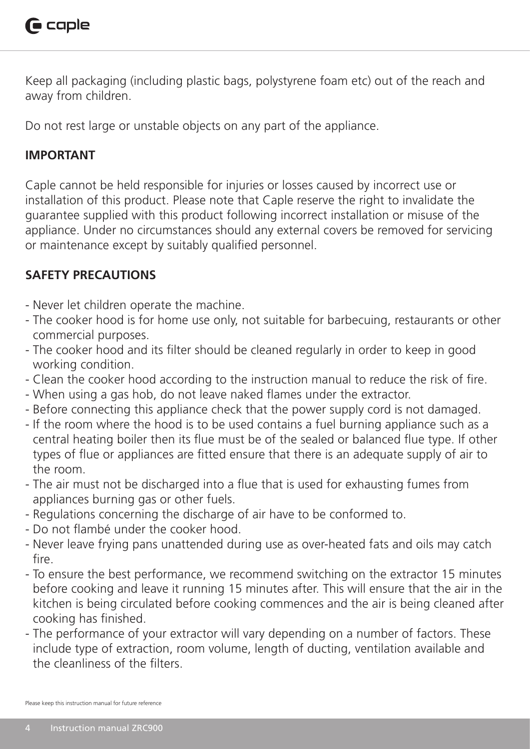Keep all packaging (including plastic bags, polystyrene foam etc) out of the reach and away from children.

Do not rest large or unstable objects on any part of the appliance.

**IMPORTANT**

Caple cannot be held responsible for injuries or losses caused by incorrect use or installation of this product. Please note that Caple reserve the right to invalidate the guarantee supplied with this product following incorrect installation or misuse of the appliance. Under no circumstances should any external covers be removed for servicing or maintenance except by suitably qualified personnel.

**SAFETY PRECAUTIONS**

- Never let children operate the machine.
- The cooker hood is for home use only, not suitable for barbecuing, restaurants or other commercial purposes.
- The cooker hood and its filter should be cleaned regularly in order to keep in good working condition.
- Clean the cooker hood according to the instruction manual to reduce the risk of fire.
- When using a gas hob, do not leave naked flames under the extractor.
- Before connecting this appliance check that the power supply cord is not damaged.
- If the room where the hood is to be used contains a fuel burning appliance such as a central heating boiler then its flue must be of the sealed or balanced flue type. If other types of flue or appliances are fitted ensure that there is an adequate supply of air to the room.
- The air must not be discharged into a flue that is used for exhausting fumes from appliances burning gas or other fuels.
- Regulations concerning the discharge of air have to be conformed to.
- Do not flambé under the cooker hood.
- Never leave frying pans unattended during use as over-heated fats and oils may catch fire.
- To ensure the best performance, we recommend switching on the extractor 15 minutes before cooking and leave it running 15 minutes after. This will ensure that the air in the kitchen is being circulated before cooking commences and the air is being cleaned after cooking has finished.
- The performance of your extractor will vary depending on a number of factors. These include type of extraction, room volume, length of ducting, ventilation available and the cleanliness of the filters.

Please keep this instruction manual for future reference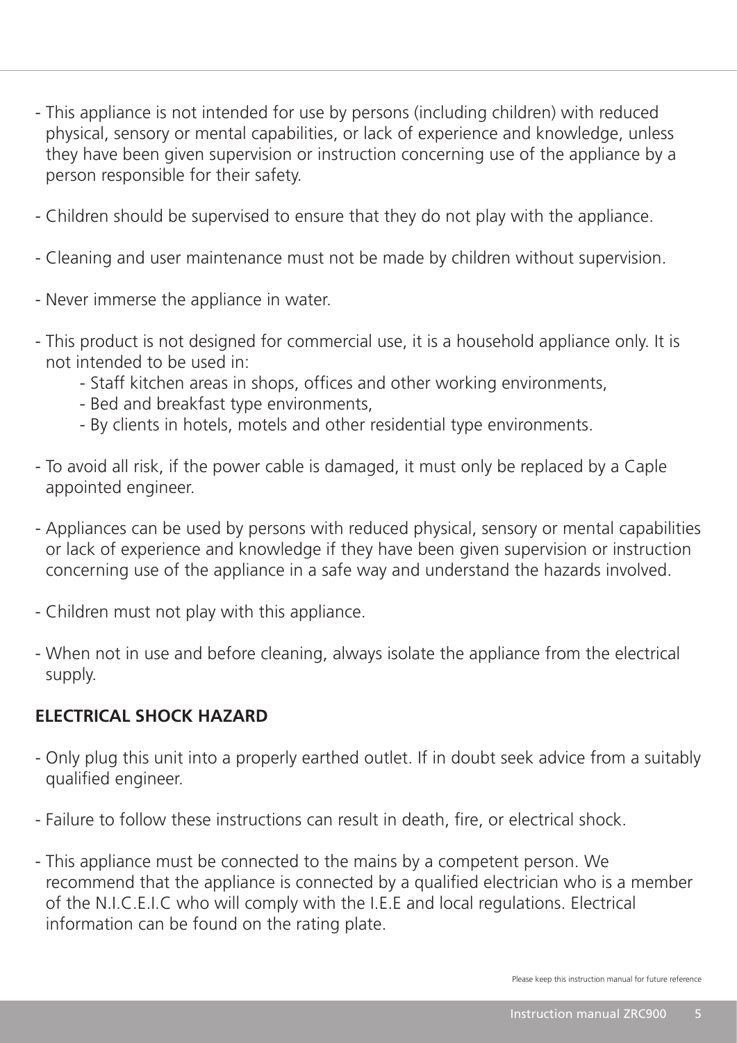- This appliance is not intended for use by persons (including children) with reduced physical, sensory or mental capabilities, or lack of experience and knowledge, unless they have been given supervision or instruction concerning use of the appliance by a person responsible for their safety.

- Children should be supervised to ensure that they do not play with the appliance.

- Cleaning and user maintenance must not be made by children without supervision.

- Never immerse the appliance in water.

- This product is not designed for commercial use, it is a household appliance only. It is not intended to be used in:
    - Staff kitchen areas in shops, offices and other working environments,
    - Bed and breakfast type environments,
    - By clients in hotels, motels and other residential type environments.

- To avoid all risk, if the power cable is damaged, it must only be replaced by a Caple appointed engineer.

- Appliances can be used by persons with reduced physical, sensory or mental capabilities or lack of experience and knowledge if they have been given supervision or instruction concerning use of the appliance in a safe way and understand the hazards involved.

- Children must not play with this appliance.

- When not in use and before cleaning, always isolate the appliance from the electrical supply.

**ELECTRICAL SHOCK HAZARD**

- Only plug this unit into a properly earthed outlet. If in doubt seek advice from a suitably qualified engineer.

- Failure to follow these instructions can result in death, fire, or electrical shock.

- This appliance must be connected to the mains by a competent person. We recommend that the appliance is connected by a qualified electrician who is a member of the N.I.C.E.I.C who will comply with the I.E.E and local regulations. Electrical information can be found on the rating plate.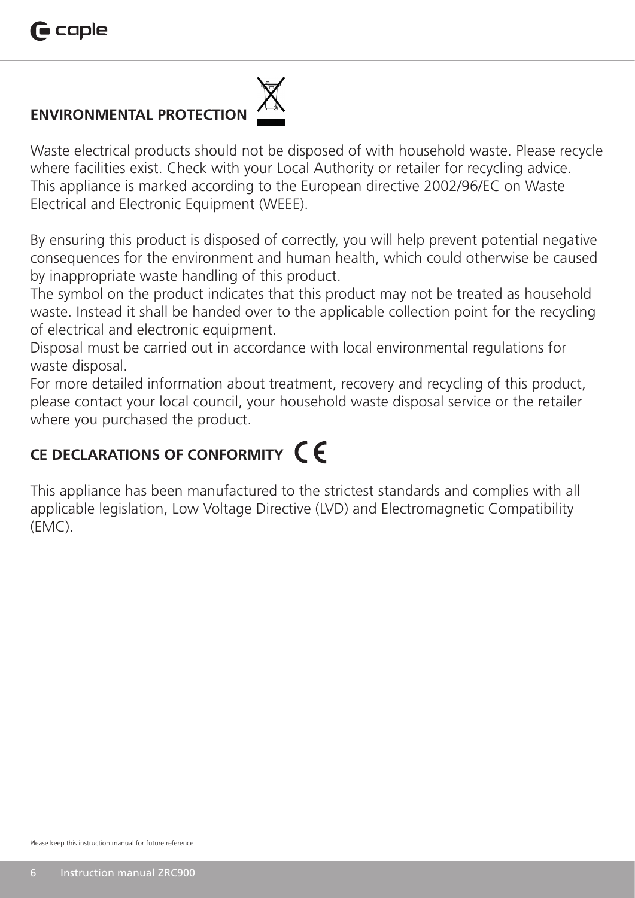## ENVIRONMENTAL PROTECTION

Waste electrical products should not be disposed of with household waste. Please recycle where facilities exist. Check with your Local Authority or retailer for recycling advice. This appliance is marked according to the European directive 2002/96/EC on Waste Electrical and Electronic Equipment (WEEE).

By ensuring this product is disposed of correctly, you will help prevent potential negative consequences for the environment and human health, which could otherwise be caused by inappropriate waste handling of this product.
The symbol on the product indicates that this product may not be treated as household waste. Instead it shall be handed over to the applicable collection point for the recycling of electrical and electronic equipment.
Disposal must be carried out in accordance with local environmental regulations for waste disposal.
For more detailed information about treatment, recovery and recycling of this product, please contact your local council, your household waste disposal service or the retailer where you purchased the product.

## CE DECLARATIONS OF CONFORMITY

This appliance has been manufactured to the strictest standards and complies with all applicable legislation, Low Voltage Directive (LVD) and Electromagnetic Compatibility (EMC).

Please keep this instruction manual for future reference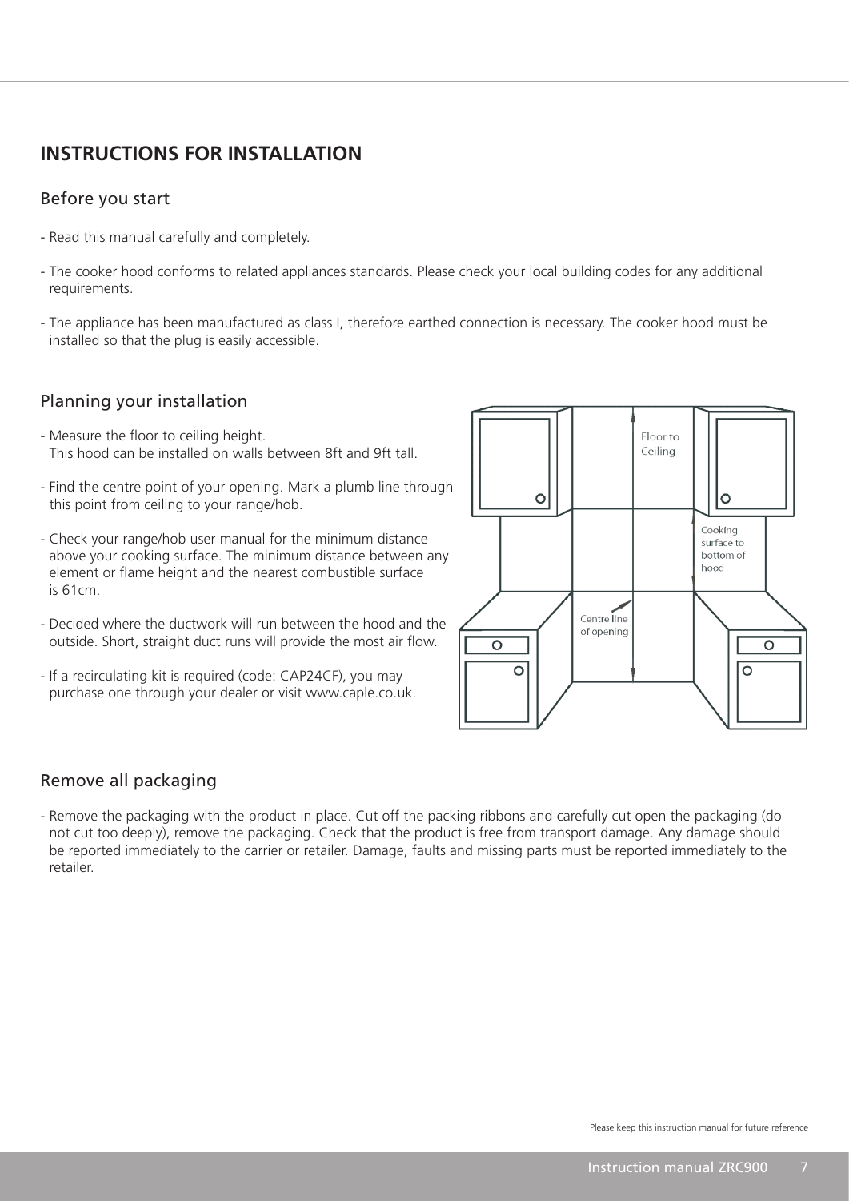# INSTRUCTIONS FOR INSTALLATION

## Before you start

- Read this manual carefully and completely.
- The cooker hood conforms to related appliances standards. Please check your local building codes for any additional requirements.
- The appliance has been manufactured as class I, therefore earthed connection is necessary. The cooker hood must be installed so that the plug is easily accessible.

## Planning your installation

- Measure the floor to ceiling height.
  This hood can be installed on walls between 8ft and 9ft tall.
- Find the centre point of your opening. Mark a plumb line through this point from ceiling to your range/hob.
- Check your range/hob user manual for the minimum distance above your cooking surface. The minimum distance between any element or flame height and the nearest combustible surface is 61cm.
- Decided where the ductwork will run between the hood and the outside. Short, straight duct runs will provide the most air flow.
- If a recirculating kit is required (code: CAP24CF), you may purchase one through your dealer or visit www.caple.co.uk.

Floor to Ceiling

Cooking surface to bottom of hood

Centre line of opening

## Remove all packaging

- Remove the packaging with the product in place. Cut off the packing ribbons and carefully cut open the packaging (do not cut too deeply), remove the packaging. Check that the product is free from transport damage. Any damage should be reported immediately to the carrier or retailer. Damage, faults and missing parts must be reported immediately to the retailer.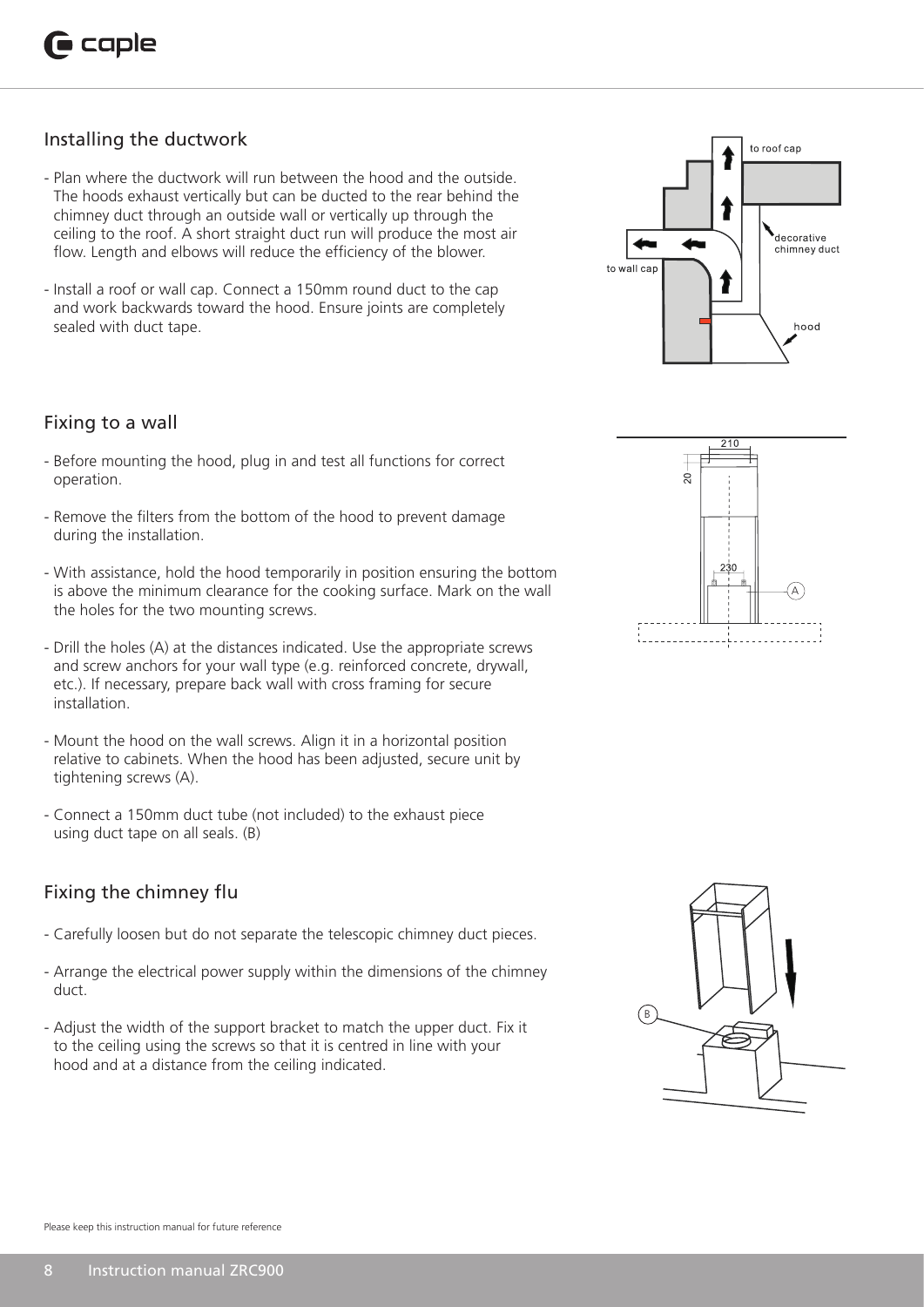## Installing the ductwork

- Plan where the ductwork will run between the hood and the outside. The hoods exhaust vertically but can be ducted to the rear behind the chimney duct through an outside wall or vertically up through the ceiling to the roof. A short straight duct run will produce the most air flow. Length and elbows will reduce the efficiency of the blower.
- Install a roof or wall cap. Connect a 150mm round duct to the cap and work backwards toward the hood. Ensure joints are completely sealed with duct tape.

## Fixing to a wall

- Before mounting the hood, plug in and test all functions for correct operation.
- Remove the filters from the bottom of the hood to prevent damage during the installation.
- With assistance, hold the hood temporarily in position ensuring the bottom is above the minimum clearance for the cooking surface. Mark on the wall the holes for the two mounting screws.
- Drill the holes (A) at the distances indicated. Use the appropriate screws and screw anchors for your wall type (e.g. reinforced concrete, drywall, etc.). If necessary, prepare back wall with cross framing for secure installation.
- Mount the hood on the wall screws. Align it in a horizontal position relative to cabinets. When the hood has been adjusted, secure unit by tightening screws (A).
- Connect a 150mm duct tube (not included) to the exhaust piece using duct tape on all seals. (B)

## Fixing the chimney flu

- Carefully loosen but do not separate the telescopic chimney duct pieces.
- Arrange the electrical power supply within the dimensions of the chimney duct.
- Adjust the width of the support bracket to match the upper duct. Fix it to the ceiling using the screws so that it is centred in line with your hood and at a distance from the ceiling indicated.

Please keep this instruction manual for future reference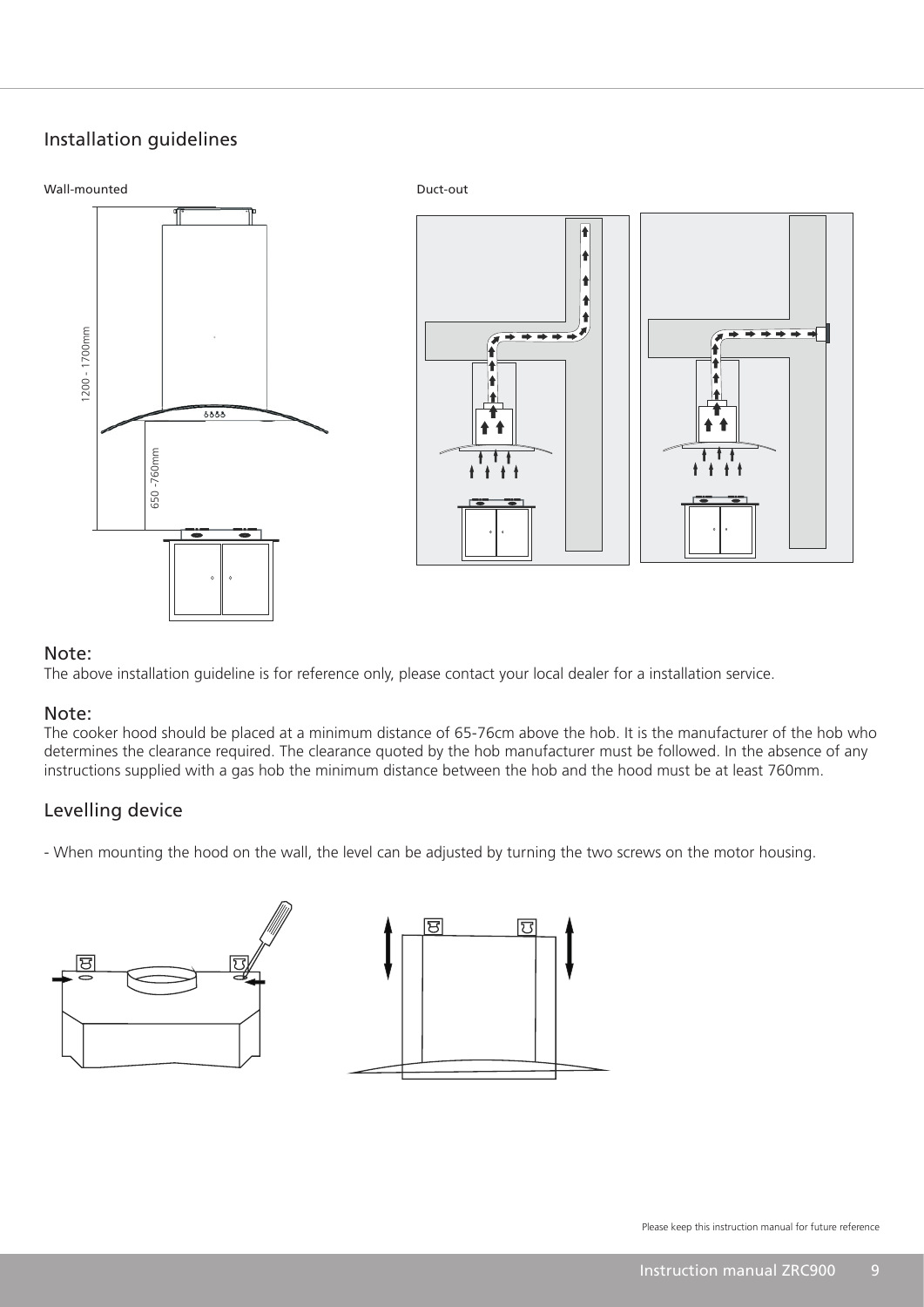## Installation guidelines

Wall-mounted

Duct-out

1200 - 1700mm

650 -760mm

### Note:

The above installation guideline is for reference only, please contact your local dealer for a installation service.

### Note:

The cooker hood should be placed at a minimum distance of 65-76cm above the hob. It is the manufacturer of the hob who determines the clearance required. The clearance quoted by the hob manufacturer must be followed. In the absence of any instructions supplied with a gas hob the minimum distance between the hob and the hood must be at least 760mm.

## Levelling device

- When mounting the hood on the wall, the level can be adjusted by turning the two screws on the motor housing.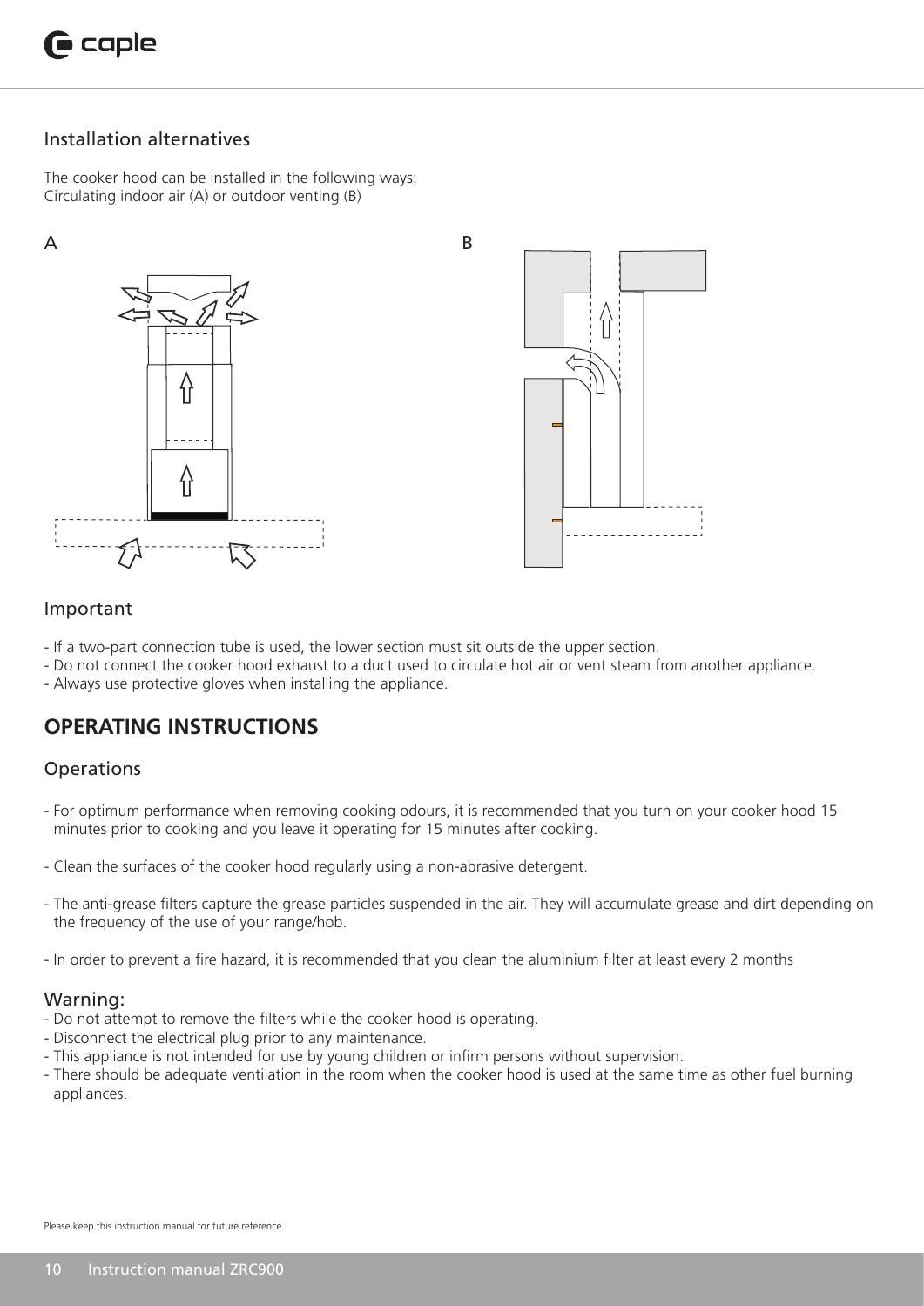## Installation alternatives

The cooker hood can be installed in the following ways:
Circulating indoor air (A) or outdoor venting (B)

A

B

## Important

- If a two-part connection tube is used, the lower section must sit outside the upper section.
- Do not connect the cooker hood exhaust to a duct used to circulate hot air or vent steam from another appliance.
- Always use protective gloves when installing the appliance.

# OPERATING INSTRUCTIONS

## Operations

- For optimum performance when removing cooking odours, it is recommended that you turn on your cooker hood 15 minutes prior to cooking and you leave it operating for 15 minutes after cooking.

- Clean the surfaces of the cooker hood regularly using a non-abrasive detergent.

- The anti-grease filters capture the grease particles suspended in the air. They will accumulate grease and dirt depending on the frequency of the use of your range/hob.

- In order to prevent a fire hazard, it is recommended that you clean the aluminium filter at least every 2 months

## Warning:

- Do not attempt to remove the filters while the cooker hood is operating.
- Disconnect the electrical plug prior to any maintenance.
- This appliance is not intended for use by young children or infirm persons without supervision.
- There should be adequate ventilation in the room when the cooker hood is used at the same time as other fuel burning appliances.

Please keep this instruction manual for future reference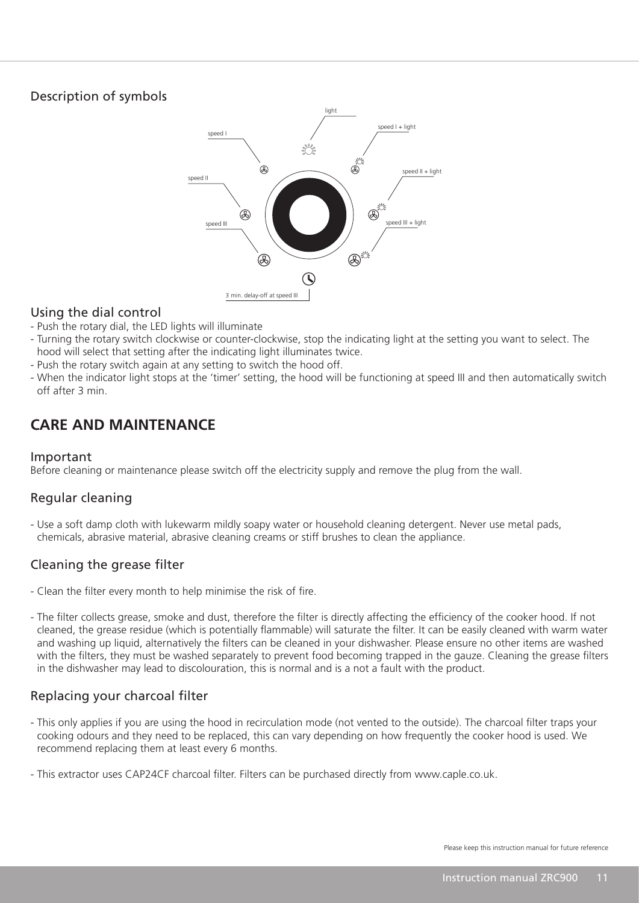## Description of symbols

light

speed I + light

speed I

speed II + light

speed II

speed III + light

speed III

3 min. delay-off at speed III

## Using the dial control

- Push the rotary dial, the LED lights will illuminate
- Turning the rotary switch clockwise or counter-clockwise, stop the indicating light at the setting you want to select. The hood will select that setting after the indicating light illuminates twice.
- Push the rotary switch again at any setting to switch the hood off.
- When the indicator light stops at the 'timer' setting, the hood will be functioning at speed III and then automatically switch off after 3 min.

# CARE AND MAINTENANCE

### Important

Before cleaning or maintenance please switch off the electricity supply and remove the plug from the wall.

## Regular cleaning

- Use a soft damp cloth with lukewarm mildly soapy water or household cleaning detergent. Never use metal pads, chemicals, abrasive material, abrasive cleaning creams or stiff brushes to clean the appliance.

## Cleaning the grease filter

- Clean the filter every month to help minimise the risk of fire.

- The filter collects grease, smoke and dust, therefore the filter is directly affecting the efficiency of the cooker hood. If not cleaned, the grease residue (which is potentially flammable) will saturate the filter. It can be easily cleaned with warm water and washing up liquid, alternatively the filters can be cleaned in your dishwasher. Please ensure no other items are washed with the filters, they must be washed separately to prevent food becoming trapped in the gauze. Cleaning the grease filters in the dishwasher may lead to discolouration, this is normal and is a not a fault with the product.

## Replacing your charcoal filter

- This only applies if you are using the hood in recirculation mode (not vented to the outside). The charcoal filter traps your cooking odours and they need to be replaced, this can vary depending on how frequently the cooker hood is used. We recommend replacing them at least every 6 months.

- This extractor uses CAP24CF charcoal filter. Filters can be purchased directly from www.caple.co.uk.

Please keep this instruction manual for future reference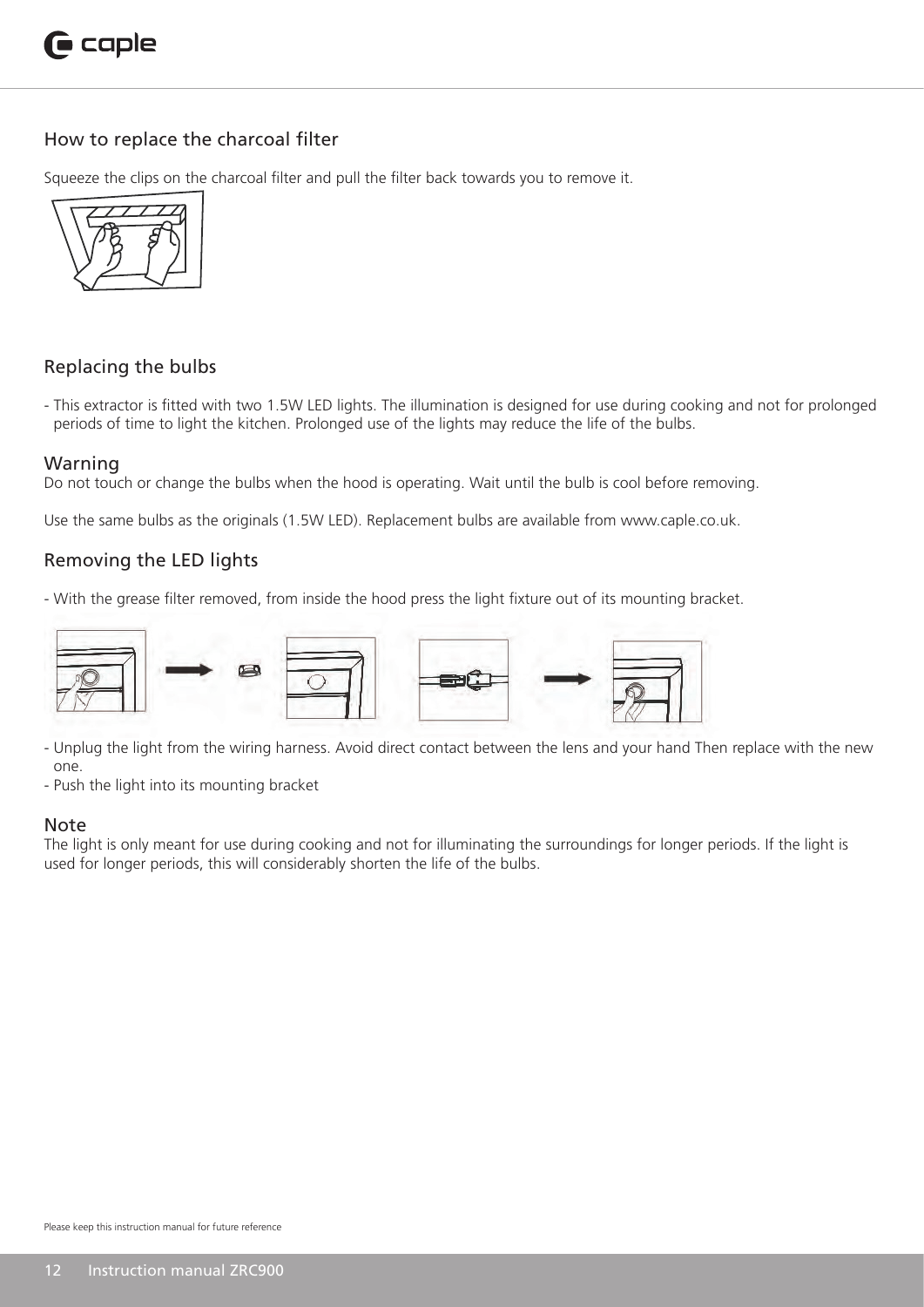## How to replace the charcoal filter

Squeeze the clips on the charcoal filter and pull the filter back towards you to remove it.

## Replacing the bulbs

- This extractor is fitted with two 1.5W LED lights. The illumination is designed for use during cooking and not for prolonged periods of time to light the kitchen. Prolonged use of the lights may reduce the life of the bulbs.

### Warning

Do not touch or change the bulbs when the hood is operating. Wait until the bulb is cool before removing.

Use the same bulbs as the originals (1.5W LED). Replacement bulbs are available from www.caple.co.uk.

## Removing the LED lights

- With the grease filter removed, from inside the hood press the light fixture out of its mounting bracket.

- Unplug the light from the wiring harness. Avoid direct contact between the lens and your hand Then replace with the new one.
- Push the light into its mounting bracket

### Note

The light is only meant for use during cooking and not for illuminating the surroundings for longer periods. If the light is used for longer periods, this will considerably shorten the life of the bulbs.

Please keep this instruction manual for future reference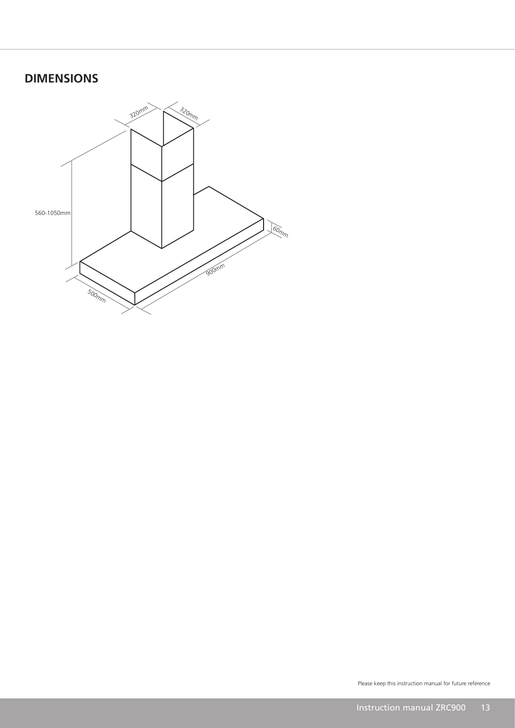## DIMENSIONS

320mm

320mm

560-1050mm

60mm

900mm

500mm

Please keep this instruction manual for future reference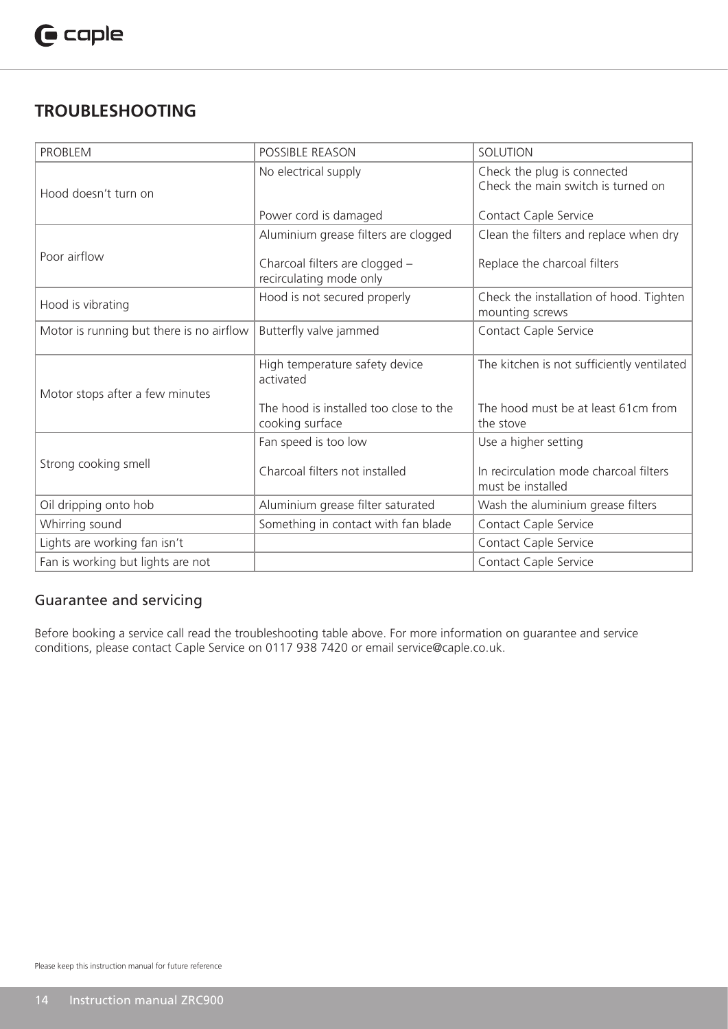## TROUBLESHOOTING

| PROBLEM | POSSIBLE REASON | SOLUTION |
|---|---|---|
| Hood doesn't turn on | No electrical supply | Check the plug is connected<br>Check the main switch is turned on |
| | Power cord is damaged | Contact Caple Service |
| Poor airflow | Aluminium grease filters are clogged | Clean the filters and replace when dry |
| | Charcoal filters are clogged – recirculating mode only | Replace the charcoal filters |
| Hood is vibrating | Hood is not secured properly | Check the installation of hood. Tighten mounting screws |
| Motor is running but there is no airflow | Butterfly valve jammed | Contact Caple Service |
| Motor stops after a few minutes | High temperature safety device activated | The kitchen is not sufficiently ventilated |
| | The hood is installed too close to the cooking surface | The hood must be at least 61cm from the stove |
| Strong cooking smell | Fan speed is too low | Use a higher setting |
| | Charcoal filters not installed | In recirculation mode charcoal filters must be installed |
| Oil dripping onto hob | Aluminium grease filter saturated | Wash the aluminium grease filters |
| Whirring sound | Something in contact with fan blade | Contact Caple Service |
| Lights are working fan isn't | | Contact Caple Service |
| Fan is working but lights are not | | Contact Caple Service |

### Guarantee and servicing

Before booking a service call read the troubleshooting table above. For more information on guarantee and service conditions, please contact Caple Service on 0117 938 7420 or email service@caple.co.uk.

Please keep this instruction manual for future reference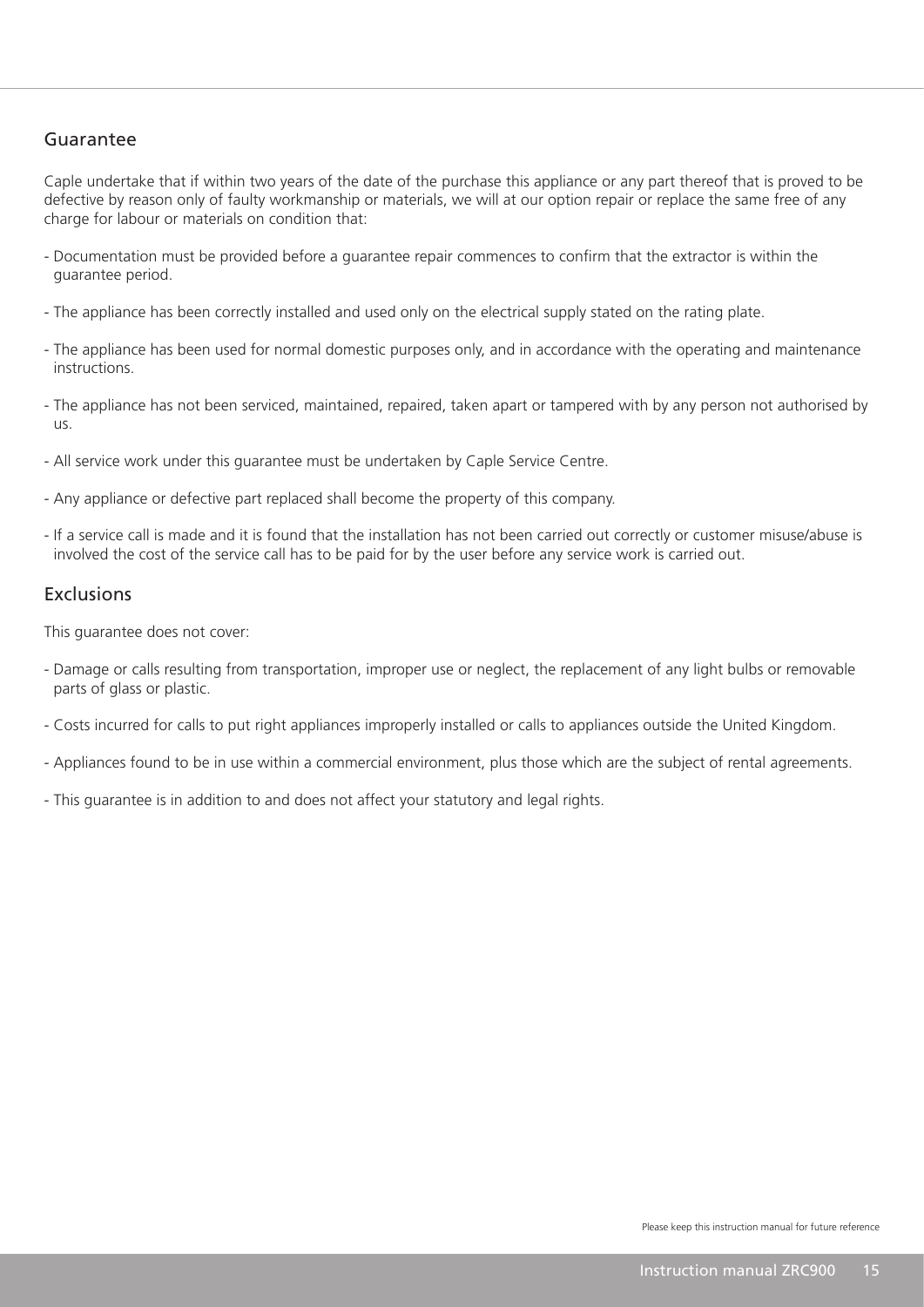## Guarantee

Caple undertake that if within two years of the date of the purchase this appliance or any part thereof that is proved to be defective by reason only of faulty workmanship or materials, we will at our option repair or replace the same free of any charge for labour or materials on condition that:

- Documentation must be provided before a guarantee repair commences to confirm that the extractor is within the guarantee period.
- The appliance has been correctly installed and used only on the electrical supply stated on the rating plate.
- The appliance has been used for normal domestic purposes only, and in accordance with the operating and maintenance instructions.
- The appliance has not been serviced, maintained, repaired, taken apart or tampered with by any person not authorised by us.
- All service work under this guarantee must be undertaken by Caple Service Centre.
- Any appliance or defective part replaced shall become the property of this company.
- If a service call is made and it is found that the installation has not been carried out correctly or customer misuse/abuse is involved the cost of the service call has to be paid for by the user before any service work is carried out.

## Exclusions

This guarantee does not cover:

- Damage or calls resulting from transportation, improper use or neglect, the replacement of any light bulbs or removable parts of glass or plastic.
- Costs incurred for calls to put right appliances improperly installed or calls to appliances outside the United Kingdom.
- Appliances found to be in use within a commercial environment, plus those which are the subject of rental agreements.
- This guarantee is in addition to and does not affect your statutory and legal rights.

Please keep this instruction manual for future reference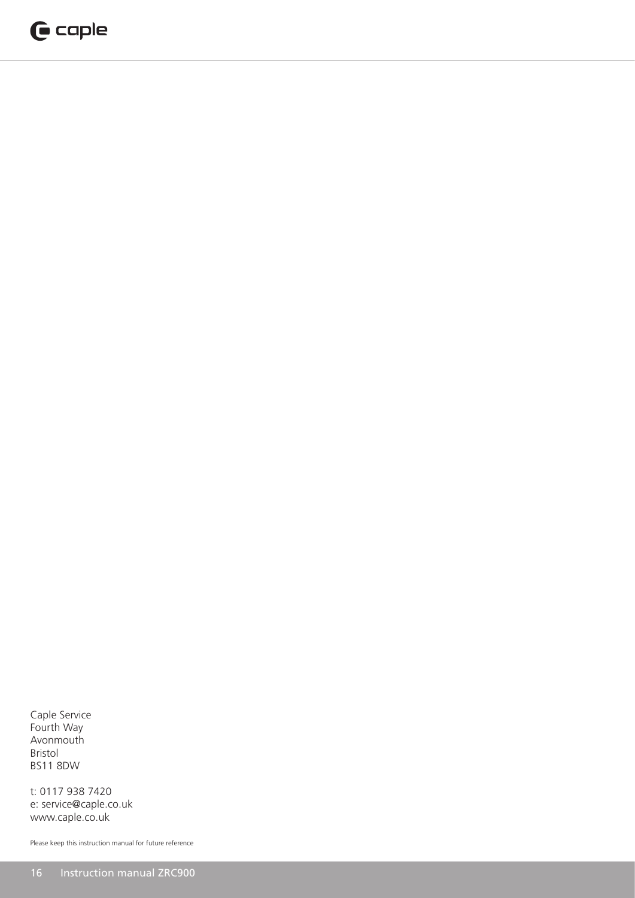Caple Service
Fourth Way
Avonmouth
Bristol
BS11 8DW

t: 0117 938 7420
e: service@caple.co.uk
www.caple.co.uk

Please keep this instruction manual for future reference